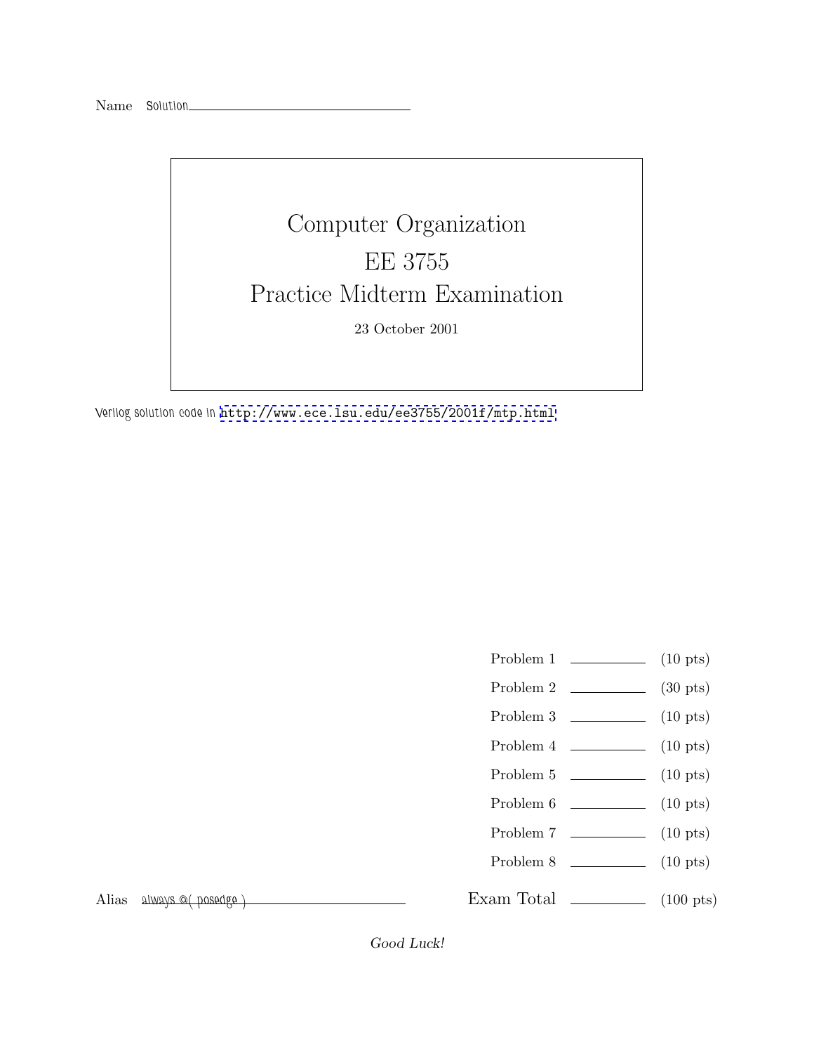Name Solution

# Computer Organization

# EE 3755

# Practice Midterm Examination

23 October 2001

Verilog solution code in http://www.ece.lsu.edu/ee3755/2001f/mtp.html

| | | |
|---|---|---|
| Problem 1 | | (10 pts) |
| Problem 2 | | (30 pts) |
| Problem 3 | | (10 pts) |
| Problem 4 | | (10 pts) |
| Problem 5 | | (10 pts) |
| Problem 6 | | (10 pts) |
| Problem 7 | | (10 pts) |
| Problem 8 | | (10 pts) |
| Exam Total | | (100 pts) |

Alias always @( posedge )

*Good Luck!*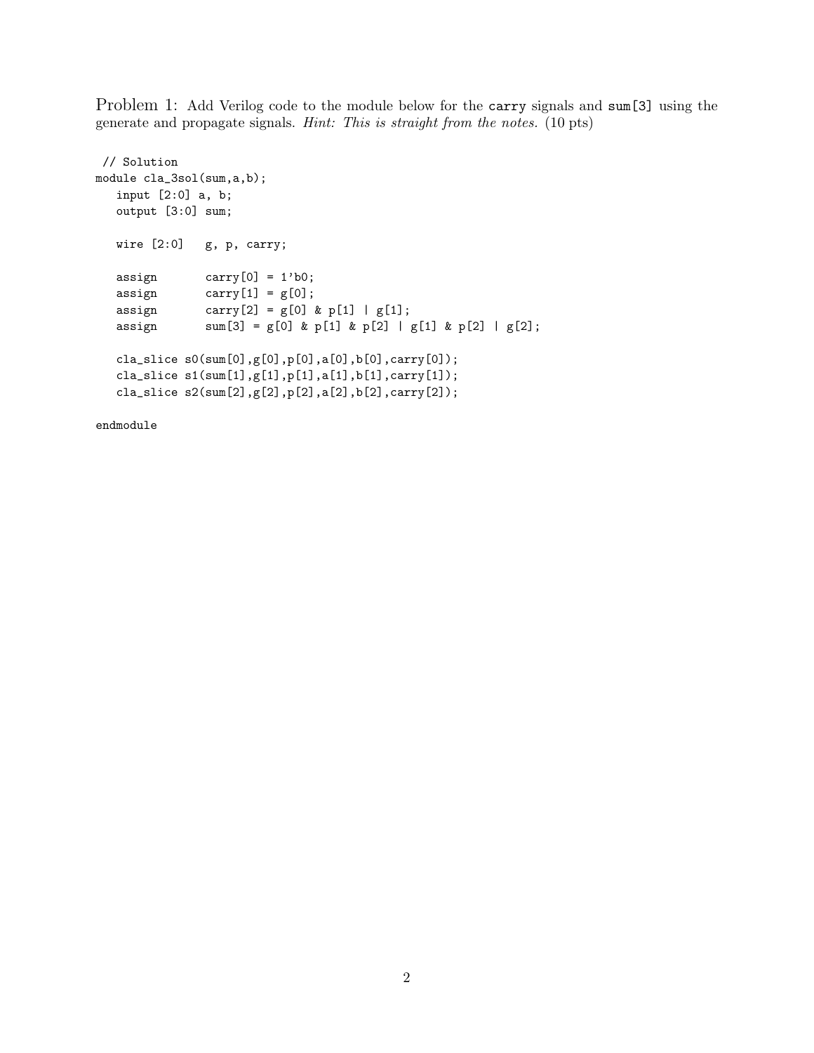Problem 1: Add Verilog code to the module below for the `carry` signals and `sum[3]` using the generate and propagate signals. *Hint: This is straight from the notes.* (10 pts)

```
 // Solution
module cla_3sol(sum,a,b);
   input [2:0] a, b;
   output [3:0] sum;

   wire [2:0]   g, p, carry;

   assign       carry[0] = 1'b0;
   assign       carry[1] = g[0];
   assign       carry[2] = g[0] & p[1] | g[1];
   assign       sum[3] = g[0] & p[1] & p[2] | g[1] & p[2] | g[2];

   cla_slice s0(sum[0],g[0],p[0],a[0],b[0],carry[0]);
   cla_slice s1(sum[1],g[1],p[1],a[1],b[1],carry[1]);
   cla_slice s2(sum[2],g[2],p[2],a[2],b[2],carry[2]);

endmodule
```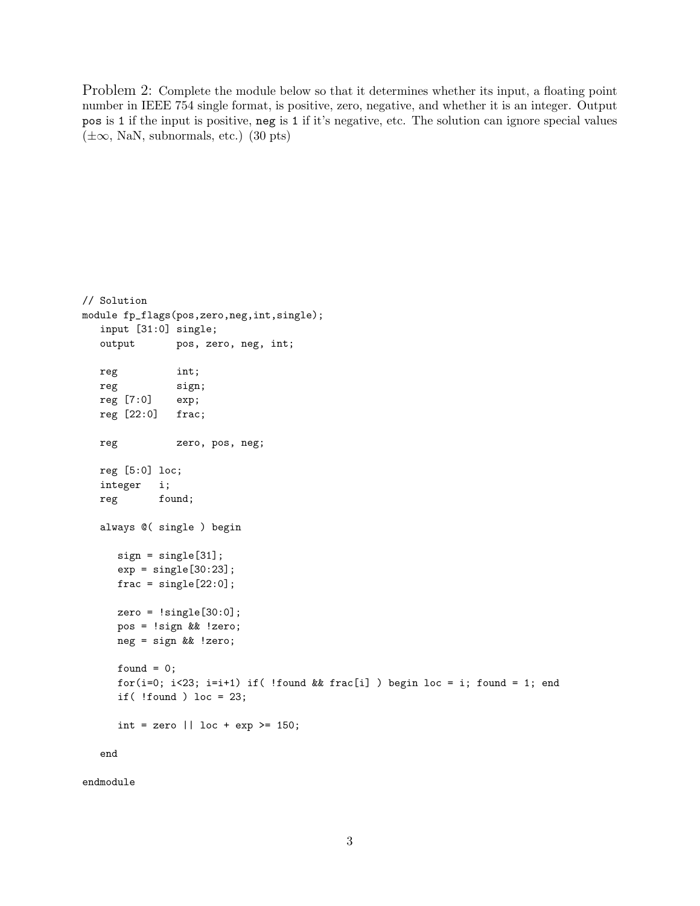Problem 2: Complete the module below so that it determines whether its input, a floating point number in IEEE 754 single format, is positive, zero, negative, and whether it is an integer. Output `pos` is 1 if the input is positive, `neg` is 1 if it's negative, etc. The solution can ignore special values ($\pm\infty$, NaN, subnormals, etc.) (30 pts)

```
// Solution
module fp_flags(pos,zero,neg,int,single);
   input [31:0] single;
   output       pos, zero, neg, int;

   reg          int;
   reg          sign;
   reg [7:0]    exp;
   reg [22:0]   frac;

   reg          zero, pos, neg;

   reg [5:0] loc;
   integer   i;
   reg       found;

   always @( single ) begin

      sign = single[31];
      exp = single[30:23];
      frac = single[22:0];

      zero = !single[30:0];
      pos = !sign && !zero;
      neg = sign && !zero;

      found = 0;
      for(i=0; i<23; i=i+1) if( !found && frac[i] ) begin loc = i; found = 1; end
      if( !found ) loc = 23;

      int = zero || loc + exp >= 150;

   end

endmodule
```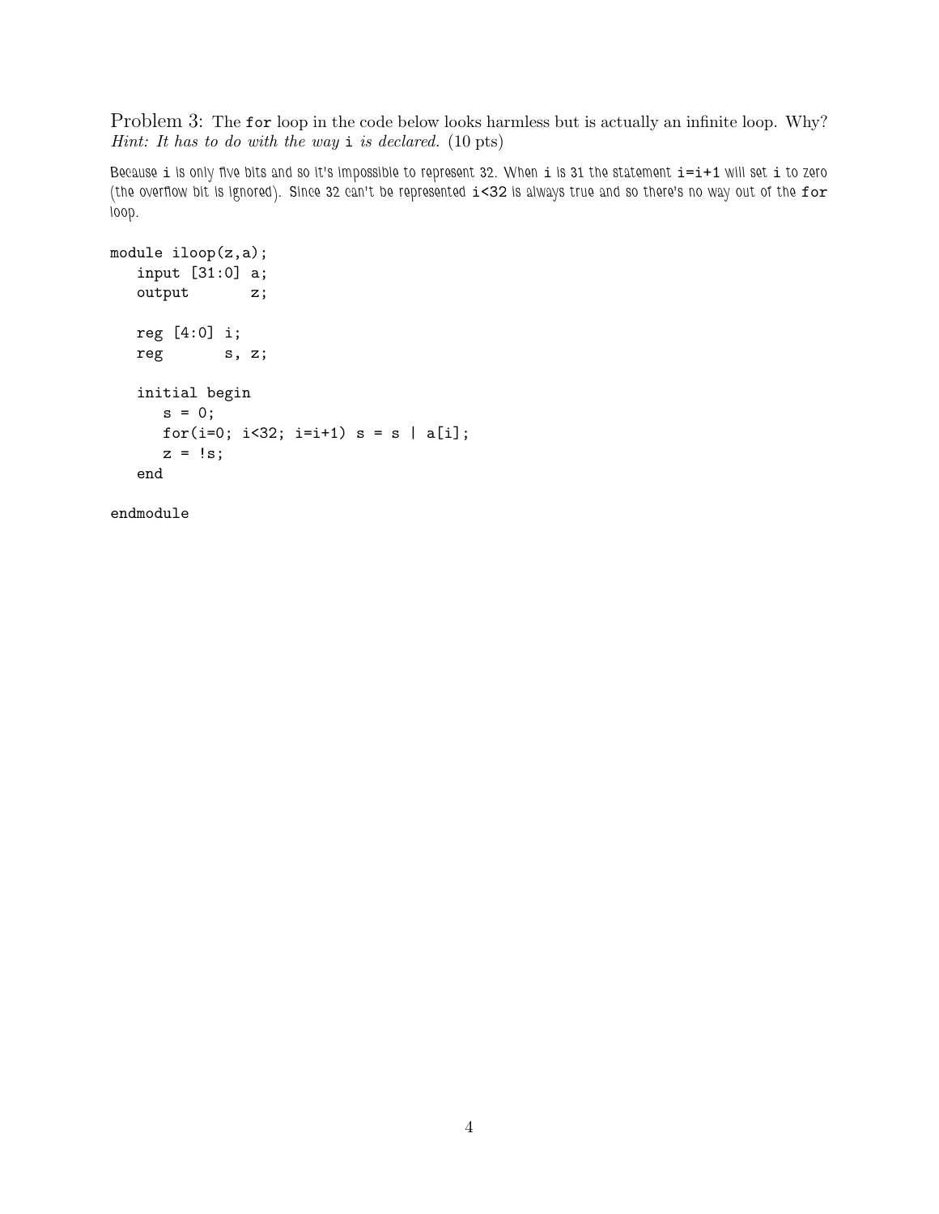Problem 3: The `for` loop in the code below looks harmless but is actually an infinite loop. Why? *Hint: It has to do with the way* `i` *is declared.* (10 pts)

Because `i` is only five bits and so it's impossible to represent 32. When `i` is 31 the statement `i=i+1` will set `i` to zero (the overflow bit is ignored). Since 32 can't be represented `i<32` is always true and so there's no way out of the `for` loop.

```
module iloop(z,a);
   input [31:0] a;
   output       z;

   reg [4:0] i;
   reg       s, z;

   initial begin
      s = 0;
      for(i=0; i<32; i=i+1) s = s | a[i];
      z = !s;
   end

endmodule
```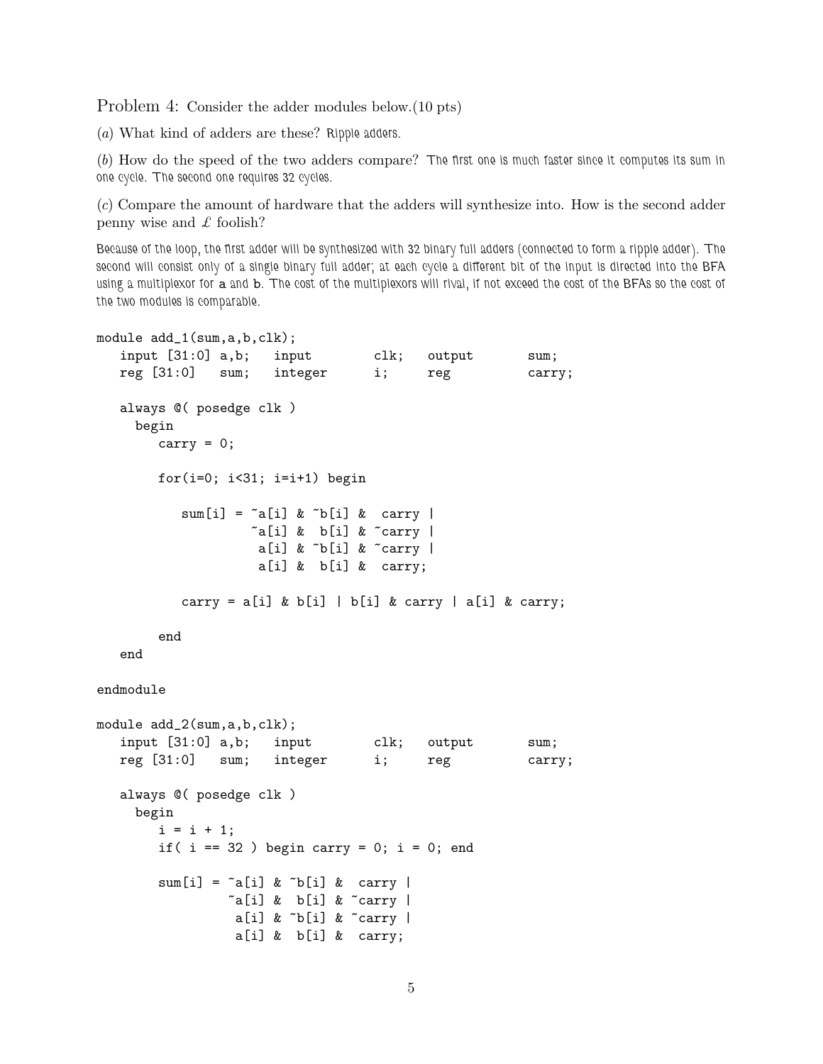Problem 4: Consider the adder modules below.(10 pts)

(*a*) What kind of adders are these? Ripple adders.

(*b*) How do the speed of the two adders compare? The first one is much faster since it computes its sum in one cycle. The second one requires 32 cycles.

(*c*) Compare the amount of hardware that the adders will synthesize into. How is the second adder penny wise and £ foolish?

Because of the loop, the first adder will be synthesized with 32 binary full adders (connected to form a ripple adder). The second will consist only of a single binary full adder; at each cycle a different bit of the input is directed into the BFA using a multiplexor for a and b. The cost of the multiplexors will rival, if not exceed the cost of the BFAs so the cost of the two modules is comparable.

```
module add_1(sum,a,b,clk);
   input [31:0] a,b;   input        clk;   output       sum;
   reg [31:0]   sum;   integer      i;     reg          carry;

   always @( posedge clk )
     begin
        carry = 0;

        for(i=0; i<31; i=i+1) begin

           sum[i] = ~a[i] & ~b[i] &  carry |
                    ~a[i] &  b[i] & ~carry |
                     a[i] & ~b[i] & ~carry |
                     a[i] &  b[i] &  carry;

           carry = a[i] & b[i] | b[i] & carry | a[i] & carry;

        end
   end

endmodule

module add_2(sum,a,b,clk);
   input [31:0] a,b;   input        clk;   output       sum;
   reg [31:0]   sum;   integer      i;     reg          carry;

   always @( posedge clk )
     begin
        i = i + 1;
        if( i == 32 ) begin carry = 0; i = 0; end

        sum[i] = ~a[i] & ~b[i] &  carry |
                 ~a[i] &  b[i] & ~carry |
                  a[i] & ~b[i] & ~carry |
                  a[i] &  b[i] &  carry;
```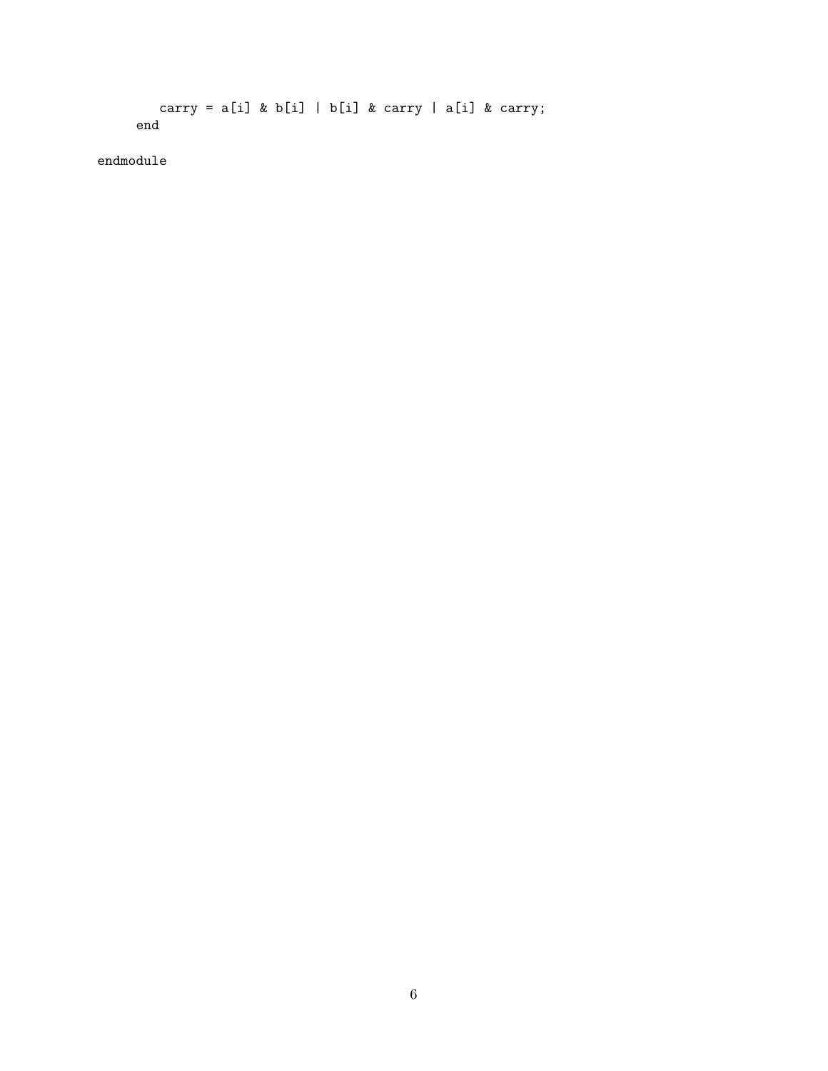```
      carry = a[i] & b[i] | b[i] & carry | a[i] & carry;
    end

endmodule
```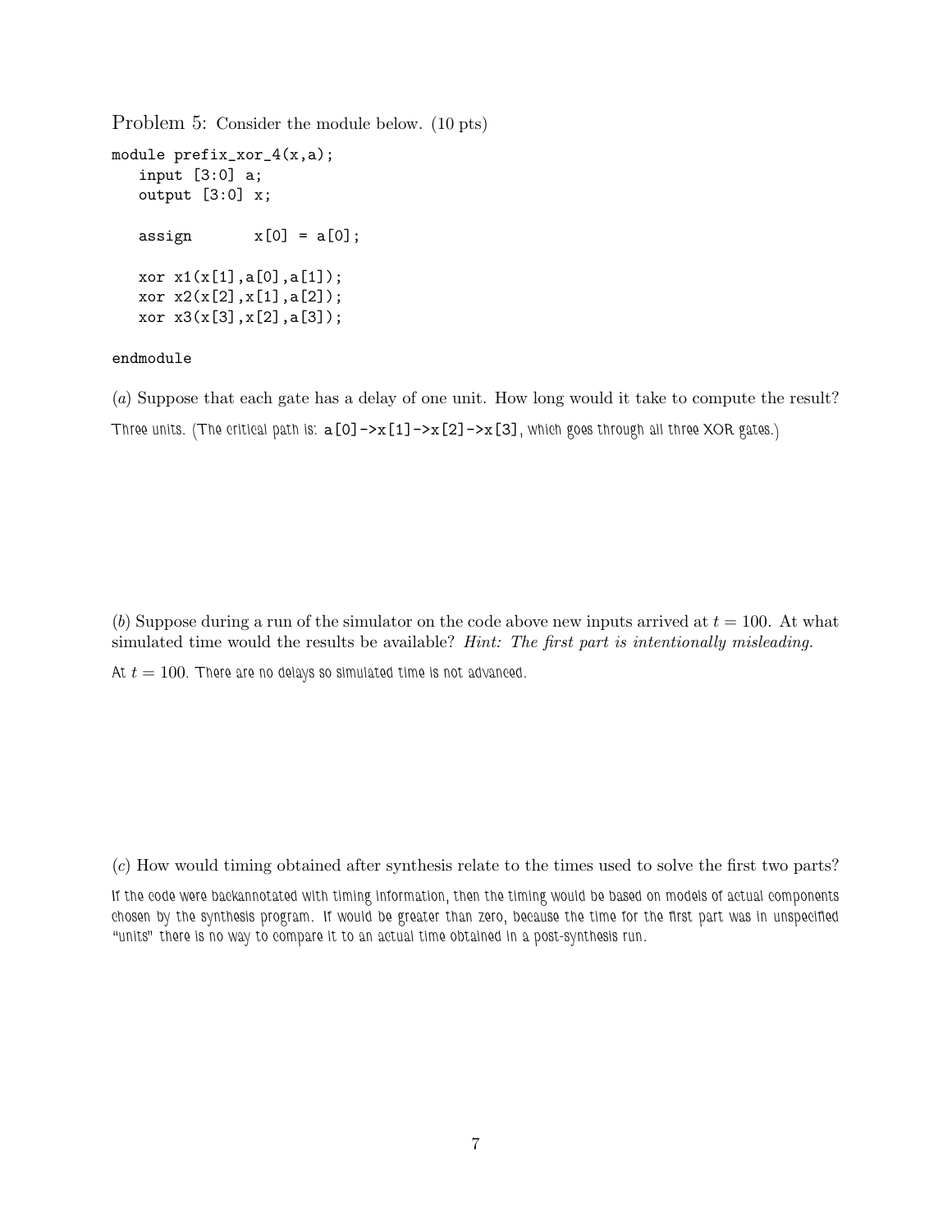Problem 5: Consider the module below. (10 pts)

```
module prefix_xor_4(x,a);
   input [3:0] a;
   output [3:0] x;

   assign       x[0] = a[0];

   xor x1(x[1],a[0],a[1]);
   xor x2(x[2],x[1],a[2]);
   xor x3(x[3],x[2],a[3]);

endmodule
```

(*a*) Suppose that each gate has a delay of one unit. How long would it take to compute the result?

Three units. (The critical path is: `a[0]->x[1]->x[2]->x[3]`, which goes through all three XOR gates.)

(*b*) Suppose during a run of the simulator on the code above new inputs arrived at $t = 100$. At what simulated time would the results be available? *Hint: The first part is intentionally misleading.*

At $t = 100$. There are no delays so simulated time is not advanced.

(*c*) How would timing obtained after synthesis relate to the times used to solve the first two parts?

If the code were backannotated with timing information, then the timing would be based on models of actual components chosen by the synthesis program. It would be greater than zero, because the time for the first part was in unspecified "units" there is no way to compare it to an actual time obtained in a post-synthesis run.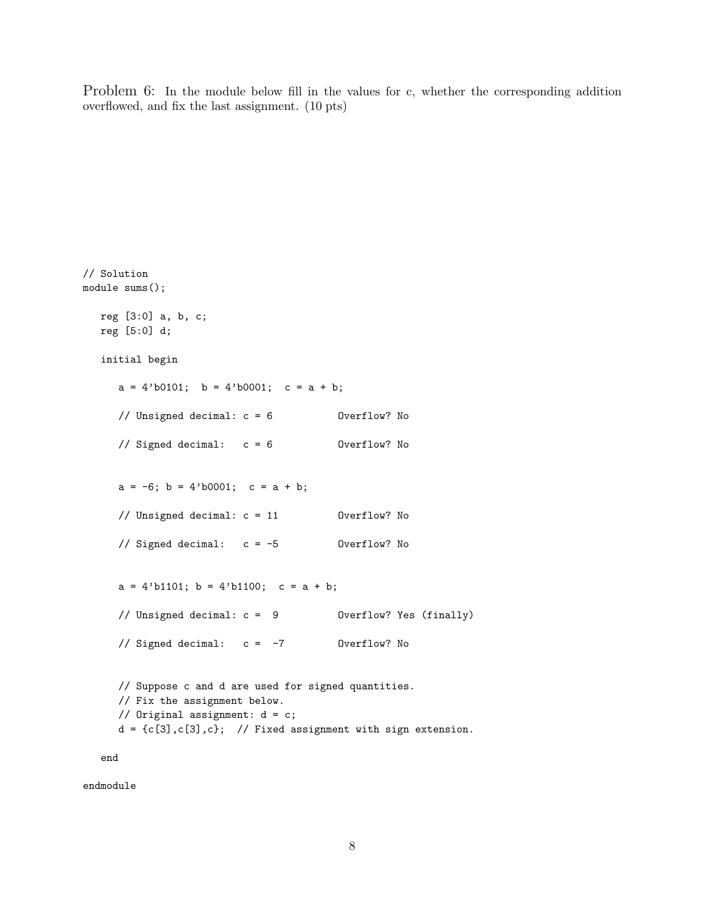Problem 6: In the module below fill in the values for c, whether the corresponding addition overflowed, and fix the last assignment. (10 pts)

```
// Solution
module sums();

   reg [3:0] a, b, c;
   reg [5:0] d;

   initial begin

      a = 4'b0101;  b = 4'b0001;  c = a + b;

      // Unsigned decimal: c = 6           Overflow? No

      // Signed decimal:   c = 6           Overflow? No


      a = -6; b = 4'b0001;  c = a + b;

      // Unsigned decimal: c = 11          Overflow? No

      // Signed decimal:   c = -5          Overflow? No


      a = 4'b1101; b = 4'b1100;  c = a + b;

      // Unsigned decimal: c =  9          Overflow? Yes (finally)

      // Signed decimal:   c =  -7         Overflow? No


      // Suppose c and d are used for signed quantities.
      // Fix the assignment below.
      // Original assignment: d = c;
      d = {c[3],c[3],c};  // Fixed assignment with sign extension.

   end

endmodule
```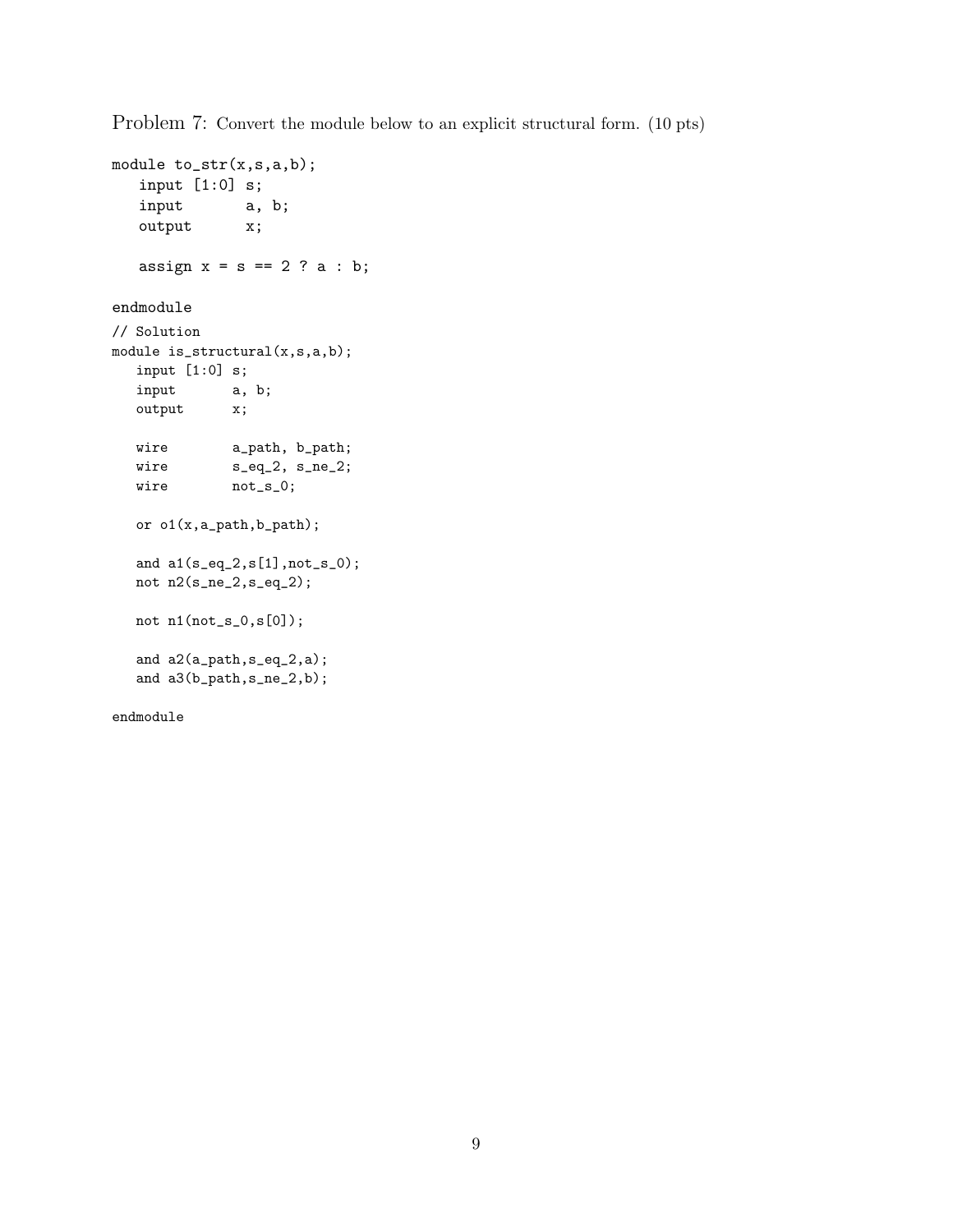Problem 7: Convert the module below to an explicit structural form. (10 pts)

```
module to_str(x,s,a,b);
   input [1:0] s;
   input       a, b;
   output      x;

   assign x = s == 2 ? a : b;

endmodule
```

```
// Solution
module is_structural(x,s,a,b);
   input [1:0] s;
   input       a, b;
   output      x;

   wire        a_path, b_path;
   wire        s_eq_2, s_ne_2;
   wire        not_s_0;

   or o1(x,a_path,b_path);

   and a1(s_eq_2,s[1],not_s_0);
   not n2(s_ne_2,s_eq_2);

   not n1(not_s_0,s[0]);

   and a2(a_path,s_eq_2,a);
   and a3(b_path,s_ne_2,b);

endmodule
```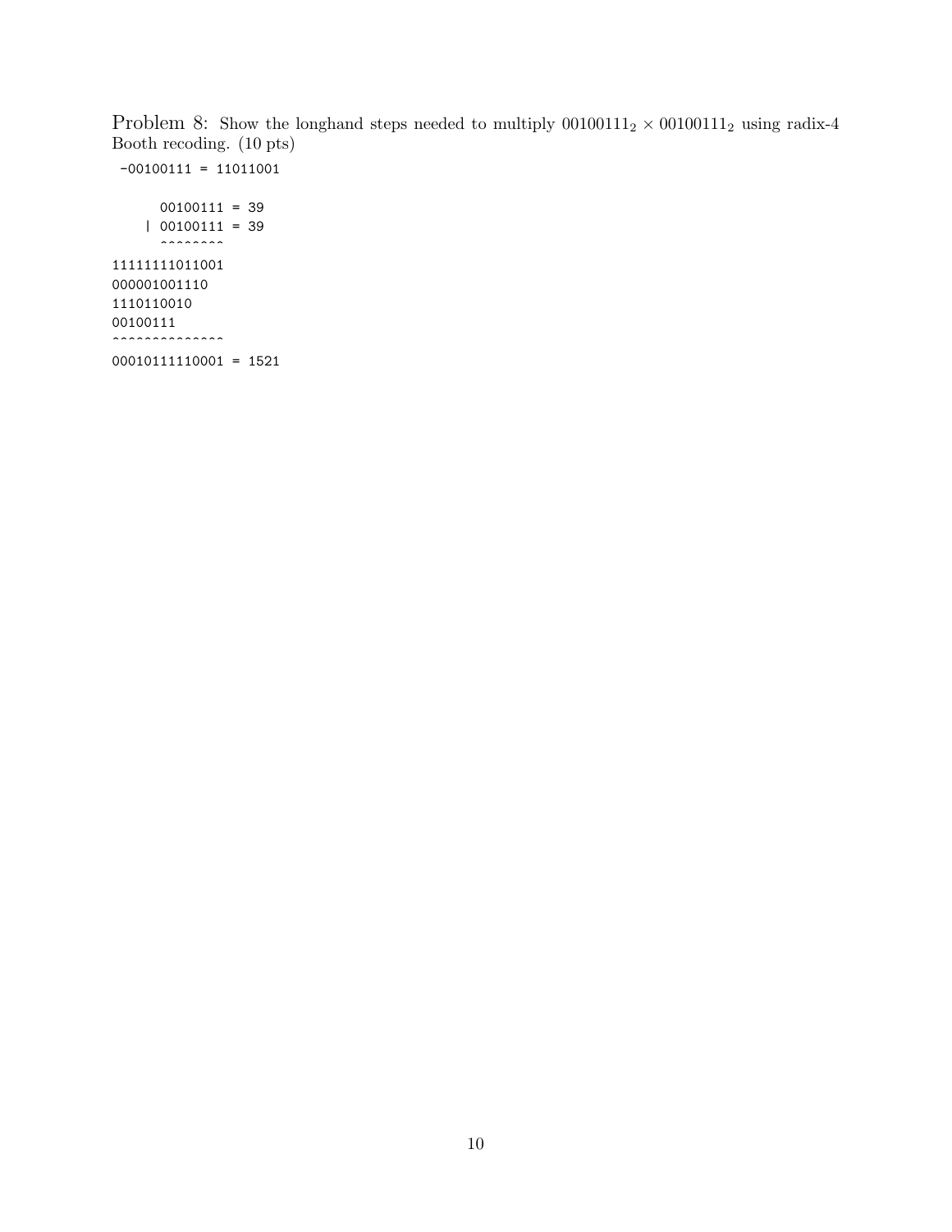Problem 8: Show the longhand steps needed to multiply $00100111_2 \times 00100111_2$ using radix-4 Booth recoding. (10 pts)

```
 -00100111 = 11011001

      00100111 = 39
    | 00100111 = 39
      ^^^^^^^^
11111111011001
000001001110
1110110010
00100111
^^^^^^^^^^^^^^
00010111110001 = 1521
```